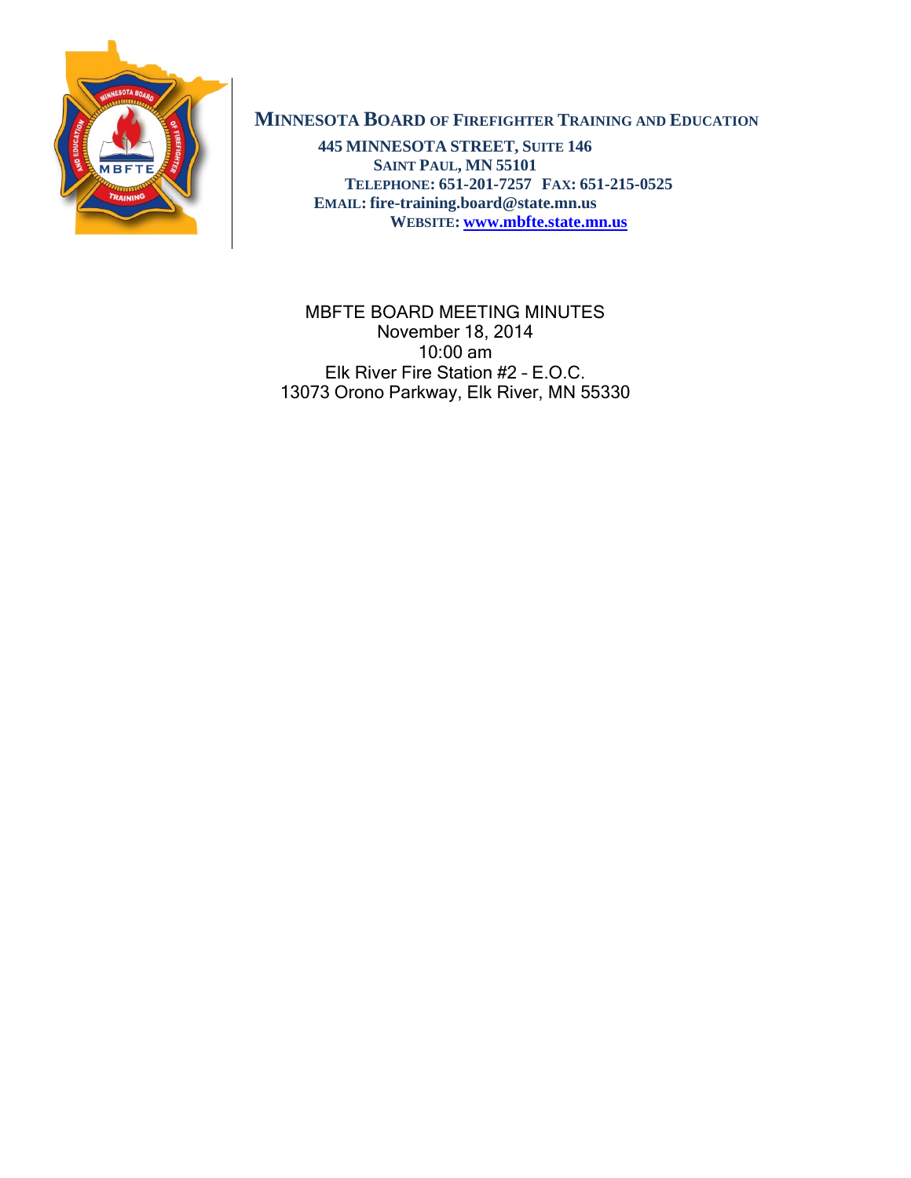**MINNESOTA BOARD OF FIREFIGHTER TRAINING AND EDUCATION**

**445 MINNESOTA STREET, SUITE 146**
**SAINT PAUL, MN 55101**
**TELEPHONE: 651-201-7257 FAX: 651-215-0525**
**EMAIL: fire-training.board@state.mn.us**
**WEBSITE: [www.mbfte.state.mn.us](http://www.mbfte.state.mn.us)**

MBFTE BOARD MEETING MINUTES
November 18, 2014
10:00 am
Elk River Fire Station #2 – E.O.C.
13073 Orono Parkway, Elk River, MN 55330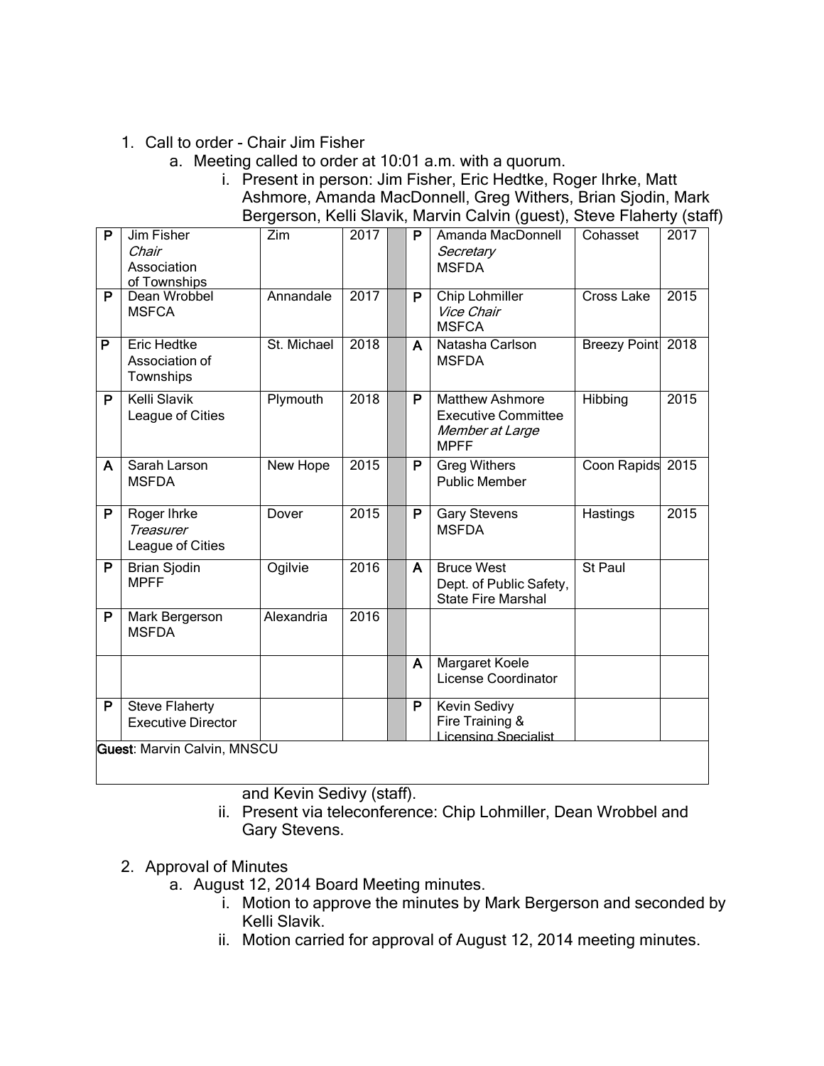1. Call to order - Chair Jim Fisher
    a. Meeting called to order at 10:01 a.m. with a quorum.
        i. Present in person: Jim Fisher, Eric Hedtke, Roger Ihrke, Matt Ashmore, Amanda MacDonnell, Greg Withers, Brian Sjodin, Mark Bergerson, Kelli Slavik, Marvin Calvin (guest), Steve Flaherty (staff)

| | | | | | | | | |
|---|---|---|---|---|---|---|---|---|
| P | Jim Fisher *Chair* Association of Townships | Zim | 2017 | | P | Amanda MacDonnell *Secretary* MSFDA | Cohasset | 2017 |
| P | Dean Wrobbel MSFCA | Annandale | 2017 | | P | Chip Lohmiller *Vice Chair* MSFCA | Cross Lake | 2015 |
| P | Eric Hedtke Association of Townships | St. Michael | 2018 | | A | Natasha Carlson MSFDA | Breezy Point | 2018 |
| P | Kelli Slavik League of Cities | Plymouth | 2018 | | P | Matthew Ashmore Executive Committee *Member at Large* MPFF | Hibbing | 2015 |
| A | Sarah Larson MSFDA | New Hope | 2015 | | P | Greg Withers Public Member | Coon Rapids | 2015 |
| P | Roger Ihrke *Treasurer* League of Cities | Dover | 2015 | | P | Gary Stevens MSFDA | Hastings | 2015 |
| P | Brian Sjodin MPFF | Ogilvie | 2016 | | A | Bruce West Dept. of Public Safety, State Fire Marshal | St Paul | |
| P | Mark Bergerson MSFDA | Alexandria | 2016 | | | | | |
| | | | | | A | Margaret Koele License Coordinator | | |
| P | Steve Flaherty Executive Director | | | | P | Kevin Sedivy Fire Training & Licensing Specialist | | |
| **Guest**: Marvin Calvin, MNSCU | | | | | | | | |

and Kevin Sedivy (staff).

        ii. Present via teleconference: Chip Lohmiller, Dean Wrobbel and Gary Stevens.

2. Approval of Minutes
    a. August 12, 2014 Board Meeting minutes.
        i. Motion to approve the minutes by Mark Bergerson and seconded by Kelli Slavik.
        ii. Motion carried for approval of August 12, 2014 meeting minutes.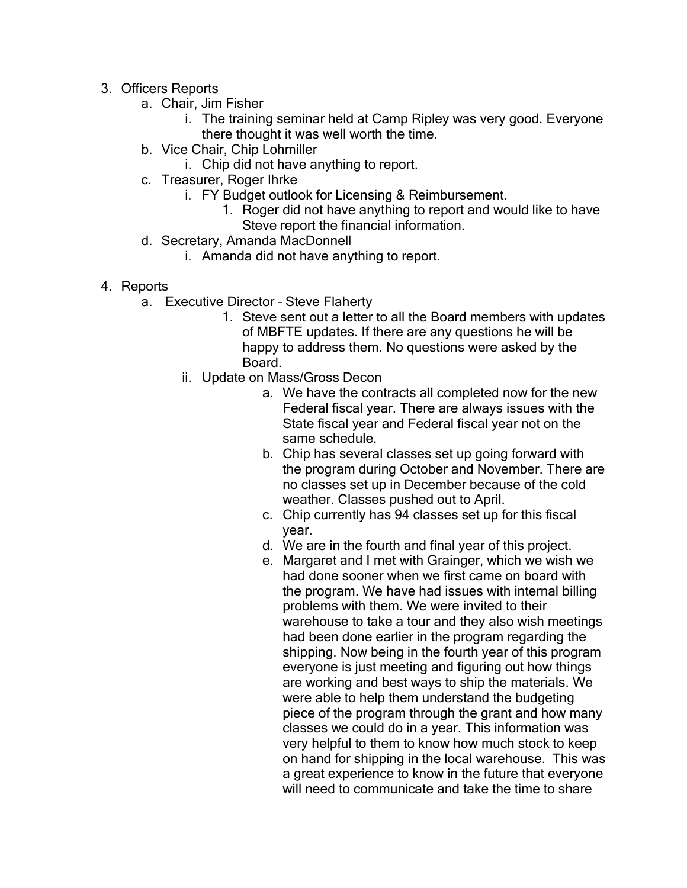3. Officers Reports
    a. Chair, Jim Fisher
        i. The training seminar held at Camp Ripley was very good. Everyone there thought it was well worth the time.
    b. Vice Chair, Chip Lohmiller
        i. Chip did not have anything to report.
    c. Treasurer, Roger Ihrke
        i. FY Budget outlook for Licensing & Reimbursement.
            1. Roger did not have anything to report and would like to have Steve report the financial information.
    d. Secretary, Amanda MacDonnell
        i. Amanda did not have anything to report.

4. Reports
    a. Executive Director – Steve Flaherty
        1. Steve sent out a letter to all the Board members with updates of MBFTE updates. If there are any questions he will be happy to address them. No questions were asked by the Board.
        ii. Update on Mass/Gross Decon
            a. We have the contracts all completed now for the new Federal fiscal year. There are always issues with the State fiscal year and Federal fiscal year not on the same schedule.
            b. Chip has several classes set up going forward with the program during October and November. There are no classes set up in December because of the cold weather. Classes pushed out to April.
            c. Chip currently has 94 classes set up for this fiscal year.
            d. We are in the fourth and final year of this project.
            e. Margaret and I met with Grainger, which we wish we had done sooner when we first came on board with the program. We have had issues with internal billing problems with them. We were invited to their warehouse to take a tour and they also wish meetings had been done earlier in the program regarding the shipping. Now being in the fourth year of this program everyone is just meeting and figuring out how things are working and best ways to ship the materials. We were able to help them understand the budgeting piece of the program through the grant and how many classes we could do in a year. This information was very helpful to them to know how much stock to keep on hand for shipping in the local warehouse. This was a great experience to know in the future that everyone will need to communicate and take the time to share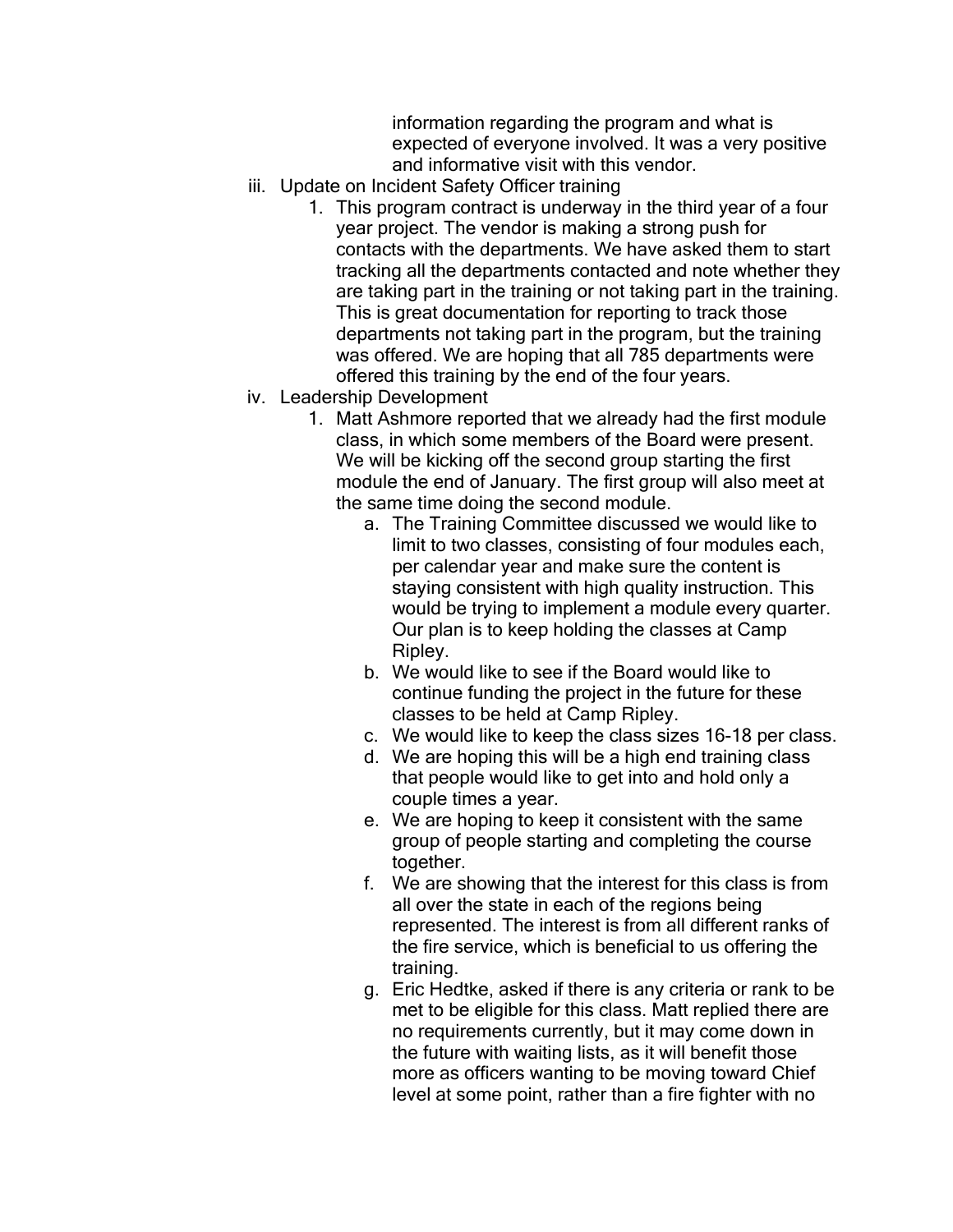information regarding the program and what is expected of everyone involved. It was a very positive and informative visit with this vendor.

iii. Update on Incident Safety Officer training

1. This program contract is underway in the third year of a four year project. The vendor is making a strong push for contacts with the departments. We have asked them to start tracking all the departments contacted and note whether they are taking part in the training or not taking part in the training. This is great documentation for reporting to track those departments not taking part in the program, but the training was offered. We are hoping that all 785 departments were offered this training by the end of the four years.

iv. Leadership Development

1. Matt Ashmore reported that we already had the first module class, in which some members of the Board were present. We will be kicking off the second group starting the first module the end of January. The first group will also meet at the same time doing the second module.
   a. The Training Committee discussed we would like to limit to two classes, consisting of four modules each, per calendar year and make sure the content is staying consistent with high quality instruction. This would be trying to implement a module every quarter. Our plan is to keep holding the classes at Camp Ripley.
   b. We would like to see if the Board would like to continue funding the project in the future for these classes to be held at Camp Ripley.
   c. We would like to keep the class sizes 16-18 per class.
   d. We are hoping this will be a high end training class that people would like to get into and hold only a couple times a year.
   e. We are hoping to keep it consistent with the same group of people starting and completing the course together.
   f. We are showing that the interest for this class is from all over the state in each of the regions being represented. The interest is from all different ranks of the fire service, which is beneficial to us offering the training.
   g. Eric Hedtke, asked if there is any criteria or rank to be met to be eligible for this class. Matt replied there are no requirements currently, but it may come down in the future with waiting lists, as it will benefit those more as officers wanting to be moving toward Chief level at some point, rather than a fire fighter with no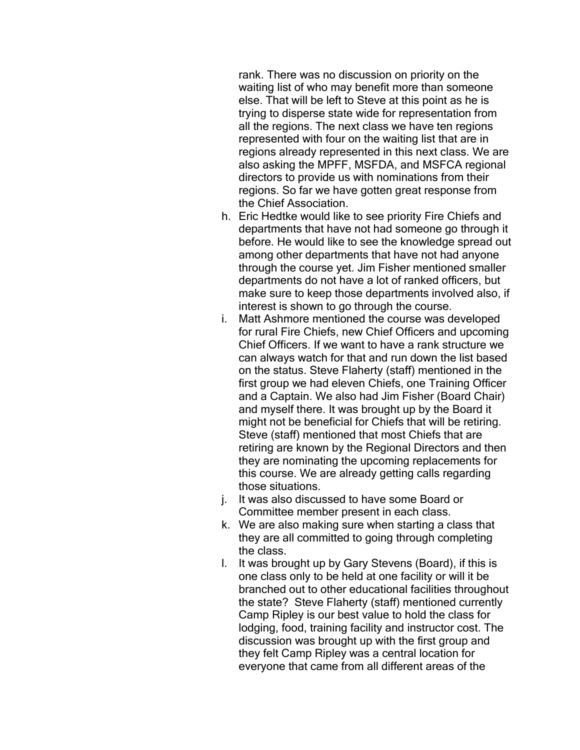rank. There was no discussion on priority on the waiting list of who may benefit more than someone else. That will be left to Steve at this point as he is trying to disperse state wide for representation from all the regions. The next class we have ten regions represented with four on the waiting list that are in regions already represented in this next class. We are also asking the MPFF, MSFDA, and MSFCA regional directors to provide us with nominations from their regions. So far we have gotten great response from the Chief Association.

h. Eric Hedtke would like to see priority Fire Chiefs and departments that have not had someone go through it before. He would like to see the knowledge spread out among other departments that have not had anyone through the course yet. Jim Fisher mentioned smaller departments do not have a lot of ranked officers, but make sure to keep those departments involved also, if interest is shown to go through the course.
i. Matt Ashmore mentioned the course was developed for rural Fire Chiefs, new Chief Officers and upcoming Chief Officers. If we want to have a rank structure we can always watch for that and run down the list based on the status. Steve Flaherty (staff) mentioned in the first group we had eleven Chiefs, one Training Officer and a Captain. We also had Jim Fisher (Board Chair) and myself there. It was brought up by the Board it might not be beneficial for Chiefs that will be retiring. Steve (staff) mentioned that most Chiefs that are retiring are known by the Regional Directors and then they are nominating the upcoming replacements for this course. We are already getting calls regarding those situations.
j. It was also discussed to have some Board or Committee member present in each class.
k. We are also making sure when starting a class that they are all committed to going through completing the class.
l. It was brought up by Gary Stevens (Board), if this is one class only to be held at one facility or will it be branched out to other educational facilities throughout the state? Steve Flaherty (staff) mentioned currently Camp Ripley is our best value to hold the class for lodging, food, training facility and instructor cost. The discussion was brought up with the first group and they felt Camp Ripley was a central location for everyone that came from all different areas of the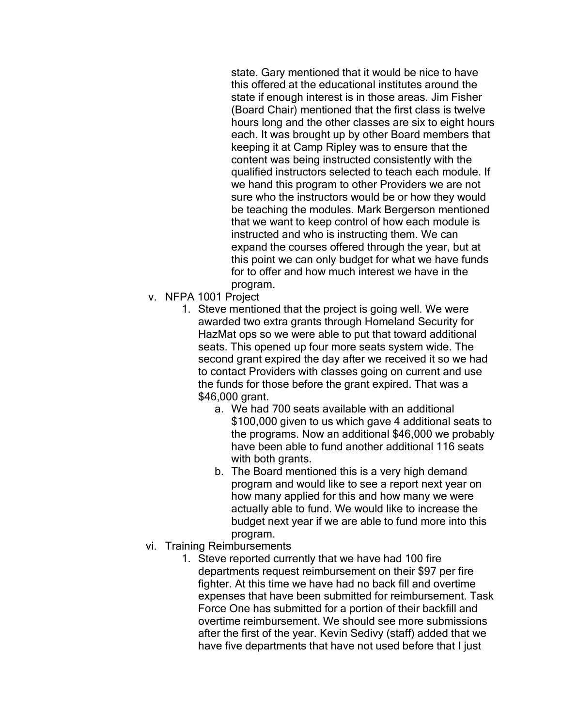state. Gary mentioned that it would be nice to have this offered at the educational institutes around the state if enough interest is in those areas. Jim Fisher (Board Chair) mentioned that the first class is twelve hours long and the other classes are six to eight hours each. It was brought up by other Board members that keeping it at Camp Ripley was to ensure that the content was being instructed consistently with the qualified instructors selected to teach each module. If we hand this program to other Providers we are not sure who the instructors would be or how they would be teaching the modules. Mark Bergerson mentioned that we want to keep control of how each module is instructed and who is instructing them. We can expand the courses offered through the year, but at this point we can only budget for what we have funds for to offer and how much interest we have in the program.

v. NFPA 1001 Project

1. Steve mentioned that the project is going well. We were awarded two extra grants through Homeland Security for HazMat ops so we were able to put that toward additional seats. This opened up four more seats system wide. The second grant expired the day after we received it so we had to contact Providers with classes going on current and use the funds for those before the grant expired. That was a $46,000 grant.
    a. We had 700 seats available with an additional $100,000 given to us which gave 4 additional seats to the programs. Now an additional $46,000 we probably have been able to fund another additional 116 seats with both grants.
    b. The Board mentioned this is a very high demand program and would like to see a report next year on how many applied for this and how many we were actually able to fund. We would like to increase the budget next year if we are able to fund more into this program.

vi. Training Reimbursements

1. Steve reported currently that we have had 100 fire departments request reimbursement on their $97 per fire fighter. At this time we have had no back fill and overtime expenses that have been submitted for reimbursement. Task Force One has submitted for a portion of their backfill and overtime reimbursement. We should see more submissions after the first of the year. Kevin Sedivy (staff) added that we have five departments that have not used before that I just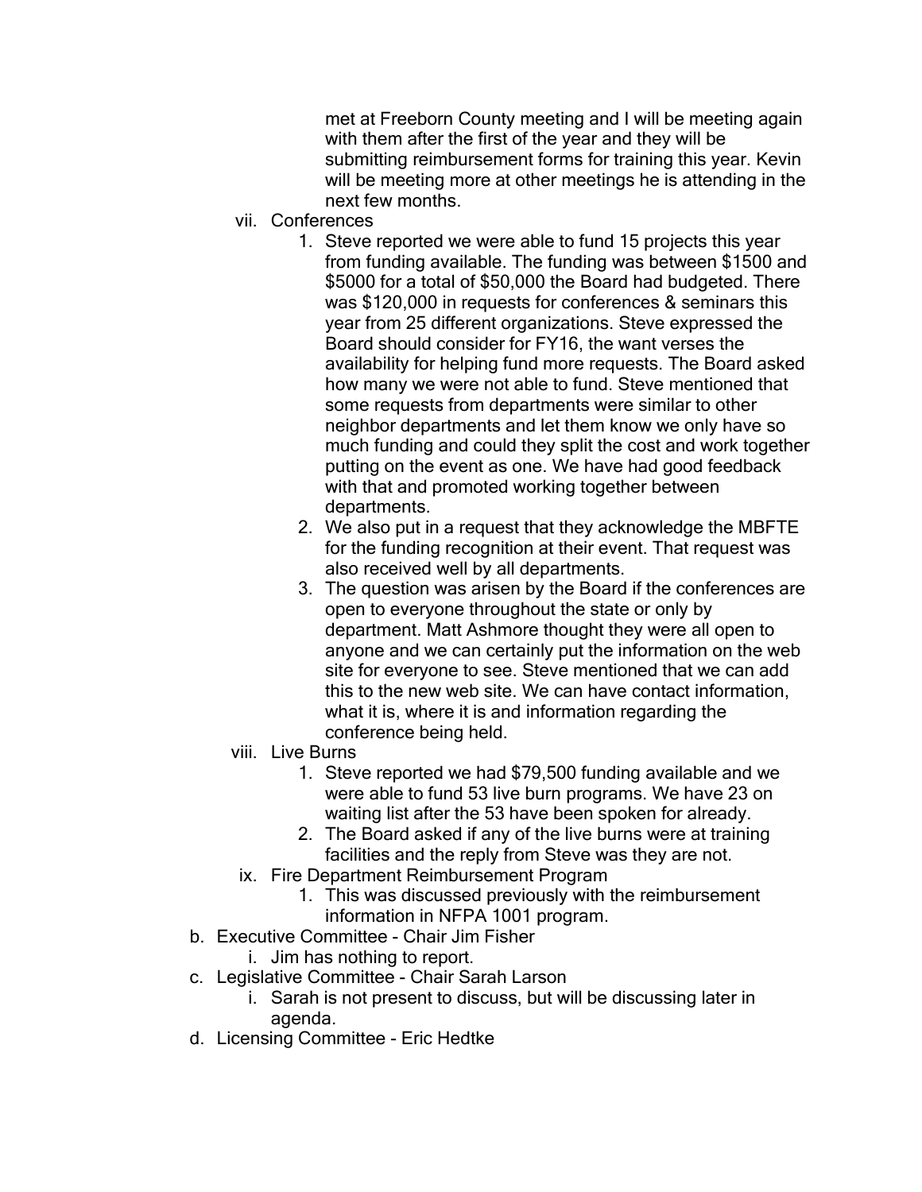met at Freeborn County meeting and I will be meeting again with them after the first of the year and they will be submitting reimbursement forms for training this year. Kevin will be meeting more at other meetings he is attending in the next few months.

vii. Conferences

1. Steve reported we were able to fund 15 projects this year from funding available. The funding was between $1500 and $5000 for a total of $50,000 the Board had budgeted. There was $120,000 in requests for conferences & seminars this year from 25 different organizations. Steve expressed the Board should consider for FY16, the want verses the availability for helping fund more requests. The Board asked how many we were not able to fund. Steve mentioned that some requests from departments were similar to other neighbor departments and let them know we only have so much funding and could they split the cost and work together putting on the event as one. We have had good feedback with that and promoted working together between departments.
2. We also put in a request that they acknowledge the MBFTE for the funding recognition at their event. That request was also received well by all departments.
3. The question was arisen by the Board if the conferences are open to everyone throughout the state or only by department. Matt Ashmore thought they were all open to anyone and we can certainly put the information on the web site for everyone to see. Steve mentioned that we can add this to the new web site. We can have contact information, what it is, where it is and information regarding the conference being held.

viii. Live Burns

1. Steve reported we had $79,500 funding available and we were able to fund 53 live burn programs. We have 23 on waiting list after the 53 have been spoken for already.
2. The Board asked if any of the live burns were at training facilities and the reply from Steve was they are not.

ix. Fire Department Reimbursement Program

1. This was discussed previously with the reimbursement information in NFPA 1001 program.

b. Executive Committee - Chair Jim Fisher

i. Jim has nothing to report.

c. Legislative Committee - Chair Sarah Larson

i. Sarah is not present to discuss, but will be discussing later in agenda.

d. Licensing Committee - Eric Hedtke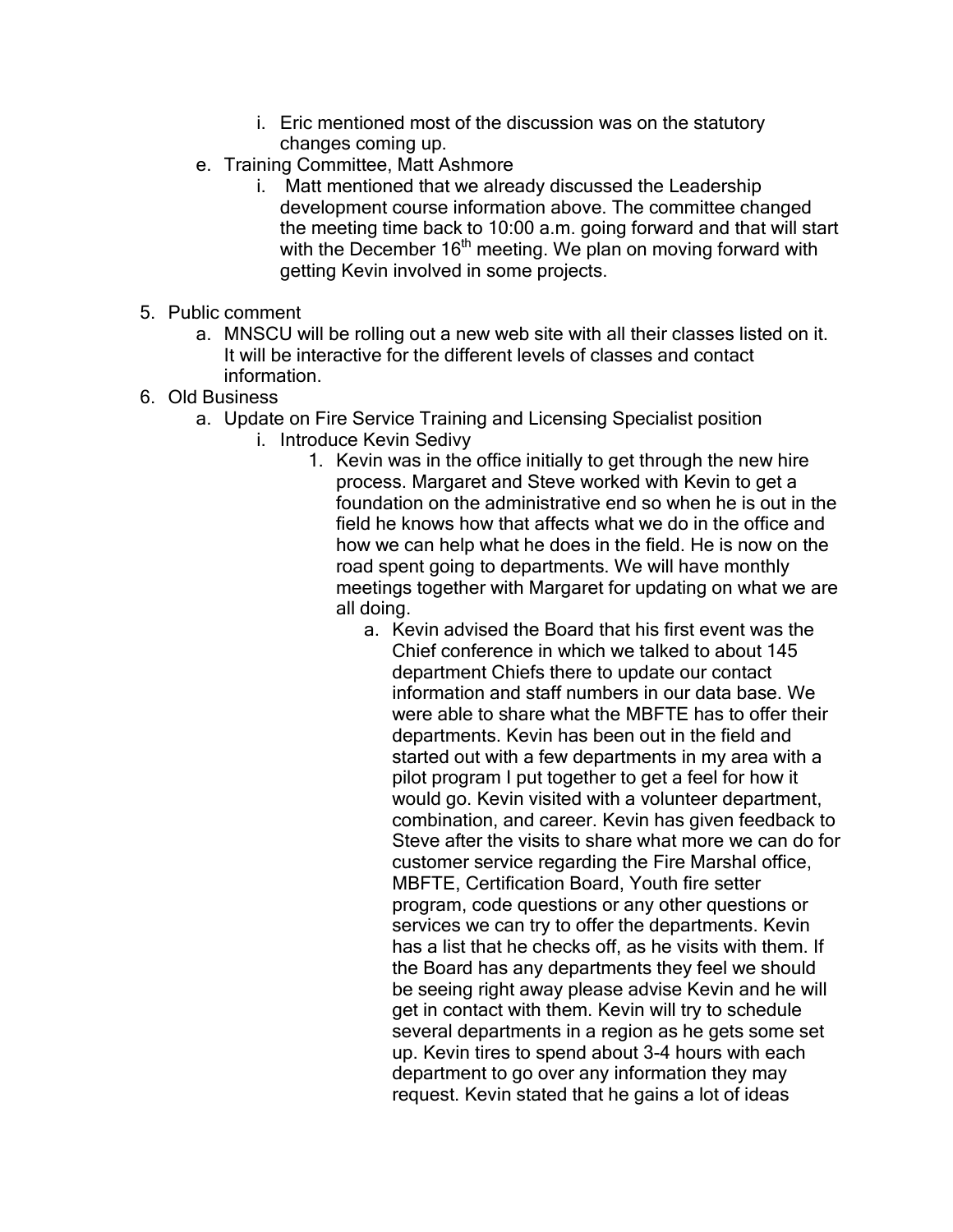i. Eric mentioned most of the discussion was on the statutory changes coming up.

    e. Training Committee, Matt Ashmore

        i. Matt mentioned that we already discussed the Leadership development course information above. The committee changed the meeting time back to 10:00 a.m. going forward and that will start with the December 16th meeting. We plan on moving forward with getting Kevin involved in some projects.

5. Public comment

    a. MNSCU will be rolling out a new web site with all their classes listed on it. It will be interactive for the different levels of classes and contact information.

6. Old Business

    a. Update on Fire Service Training and Licensing Specialist position

        i. Introduce Kevin Sedivy

            1. Kevin was in the office initially to get through the new hire process. Margaret and Steve worked with Kevin to get a foundation on the administrative end so when he is out in the field he knows how that affects what we do in the office and how we can help what he does in the field. He is now on the road spent going to departments. We will have monthly meetings together with Margaret for updating on what we are all doing.

                a. Kevin advised the Board that his first event was the Chief conference in which we talked to about 145 department Chiefs there to update our contact information and staff numbers in our data base. We were able to share what the MBFTE has to offer their departments. Kevin has been out in the field and started out with a few departments in my area with a pilot program I put together to get a feel for how it would go. Kevin visited with a volunteer department, combination, and career. Kevin has given feedback to Steve after the visits to share what more we can do for customer service regarding the Fire Marshal office, MBFTE, Certification Board, Youth fire setter program, code questions or any other questions or services we can try to offer the departments. Kevin has a list that he checks off, as he visits with them. If the Board has any departments they feel we should be seeing right away please advise Kevin and he will get in contact with them. Kevin will try to schedule several departments in a region as he gets some set up. Kevin tires to spend about 3-4 hours with each department to go over any information they may request. Kevin stated that he gains a lot of ideas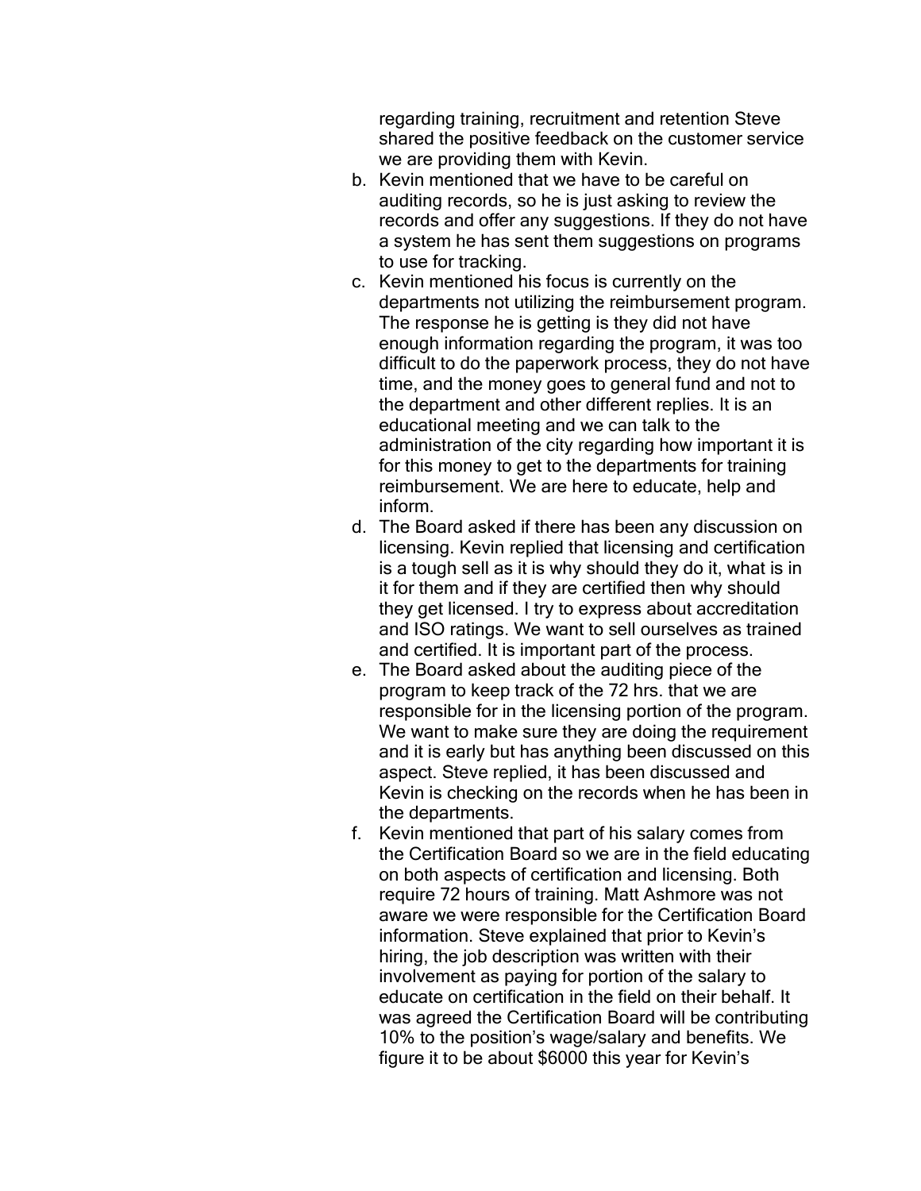regarding training, recruitment and retention Steve shared the positive feedback on the customer service we are providing them with Kevin.

b. Kevin mentioned that we have to be careful on auditing records, so he is just asking to review the records and offer any suggestions. If they do not have a system he has sent them suggestions on programs to use for tracking.
c. Kevin mentioned his focus is currently on the departments not utilizing the reimbursement program. The response he is getting is they did not have enough information regarding the program, it was too difficult to do the paperwork process, they do not have time, and the money goes to general fund and not to the department and other different replies. It is an educational meeting and we can talk to the administration of the city regarding how important it is for this money to get to the departments for training reimbursement. We are here to educate, help and inform.
d. The Board asked if there has been any discussion on licensing. Kevin replied that licensing and certification is a tough sell as it is why should they do it, what is in it for them and if they are certified then why should they get licensed. I try to express about accreditation and ISO ratings. We want to sell ourselves as trained and certified. It is important part of the process.
e. The Board asked about the auditing piece of the program to keep track of the 72 hrs. that we are responsible for in the licensing portion of the program. We want to make sure they are doing the requirement and it is early but has anything been discussed on this aspect. Steve replied, it has been discussed and Kevin is checking on the records when he has been in the departments.
f. Kevin mentioned that part of his salary comes from the Certification Board so we are in the field educating on both aspects of certification and licensing. Both require 72 hours of training. Matt Ashmore was not aware we were responsible for the Certification Board information. Steve explained that prior to Kevin's hiring, the job description was written with their involvement as paying for portion of the salary to educate on certification in the field on their behalf. It was agreed the Certification Board will be contributing 10% to the position's wage/salary and benefits. We figure it to be about $6000 this year for Kevin's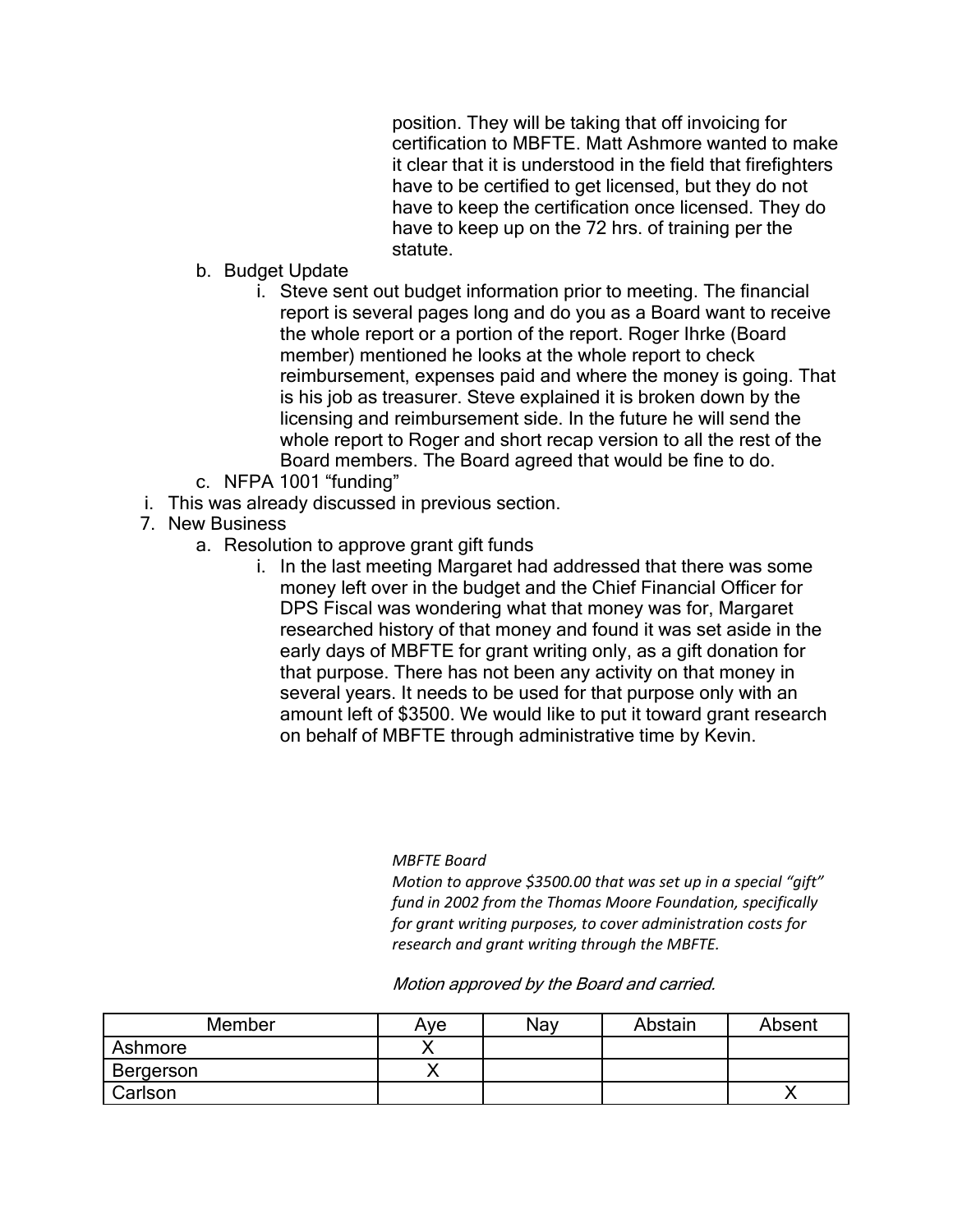position. They will be taking that off invoicing for certification to MBFTE. Matt Ashmore wanted to make it clear that it is understood in the field that firefighters have to be certified to get licensed, but they do not have to keep the certification once licensed. They do have to keep up on the 72 hrs. of training per the statute.

b. Budget Update
    i. Steve sent out budget information prior to meeting. The financial report is several pages long and do you as a Board want to receive the whole report or a portion of the report. Roger Ihrke (Board member) mentioned he looks at the whole report to check reimbursement, expenses paid and where the money is going. That is his job as treasurer. Steve explained it is broken down by the licensing and reimbursement side. In the future he will send the whole report to Roger and short recap version to all the rest of the Board members. The Board agreed that would be fine to do.

c. NFPA 1001 "funding"

i. This was already discussed in previous section.

7. New Business
    a. Resolution to approve grant gift funds
        i. In the last meeting Margaret had addressed that there was some money left over in the budget and the Chief Financial Officer for DPS Fiscal was wondering what that money was for, Margaret researched history of that money and found it was set aside in the early days of MBFTE for grant writing only, as a gift donation for that purpose. There has not been any activity on that money in several years. It needs to be used for that purpose only with an amount left of $3500. We would like to put it toward grant research on behalf of MBFTE through administrative time by Kevin.

*MBFTE Board*
*Motion to approve $3500.00 that was set up in a special "gift" fund in 2002 from the Thomas Moore Foundation, specifically for grant writing purposes, to cover administration costs for research and grant writing through the MBFTE.*

*Motion approved by the Board and carried.*

| Member | Aye | Nay | Abstain | Absent |
|---|---|---|---|---|
| Ashmore | X | | | |
| Bergerson | X | | | |
| Carlson | | | | X |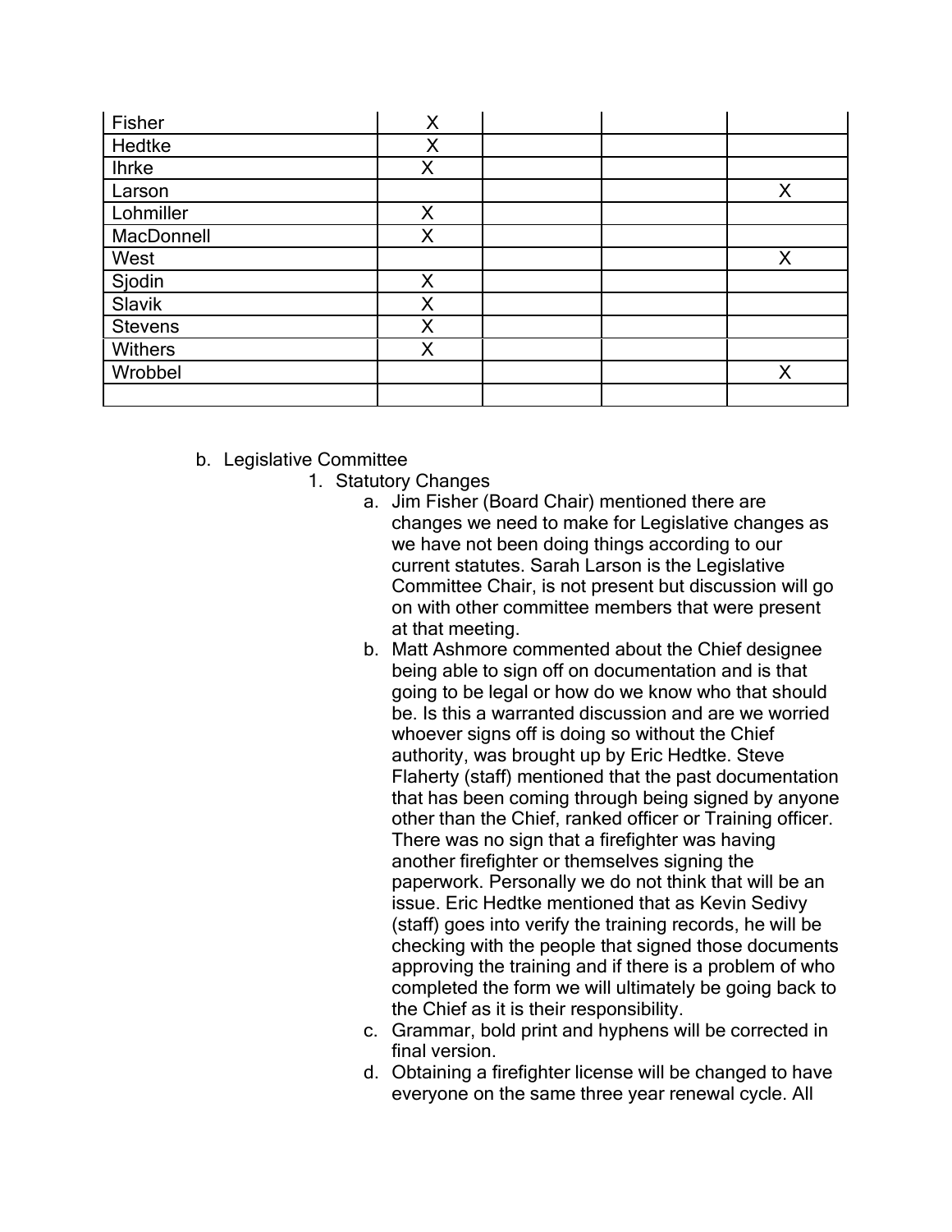| | | | | |
|---|---|---|---|---|
| Fisher | X | | | |
| Hedtke | X | | | |
| Ihrke | X | | | |
| Larson | | | | X |
| Lohmiller | X | | | |
| MacDonnell | X | | | |
| West | | | | X |
| Sjodin | X | | | |
| Slavik | X | | | |
| Stevens | X | | | |
| Withers | X | | | |
| Wrobbel | | | | X |
| | | | | |

b. Legislative Committee

1. Statutory Changes

   a. Jim Fisher (Board Chair) mentioned there are changes we need to make for Legislative changes as we have not been doing things according to our current statutes. Sarah Larson is the Legislative Committee Chair, is not present but discussion will go on with other committee members that were present at that meeting.

   b. Matt Ashmore commented about the Chief designee being able to sign off on documentation and is that going to be legal or how do we know who that should be. Is this a warranted discussion and are we worried whoever signs off is doing so without the Chief authority, was brought up by Eric Hedtke. Steve Flaherty (staff) mentioned that the past documentation that has been coming through being signed by anyone other than the Chief, ranked officer or Training officer. There was no sign that a firefighter was having another firefighter or themselves signing the paperwork. Personally we do not think that will be an issue. Eric Hedtke mentioned that as Kevin Sedivy (staff) goes into verify the training records, he will be checking with the people that signed those documents approving the training and if there is a problem of who completed the form we will ultimately be going back to the Chief as it is their responsibility.

   c. Grammar, bold print and hyphens will be corrected in final version.

   d. Obtaining a firefighter license will be changed to have everyone on the same three year renewal cycle. All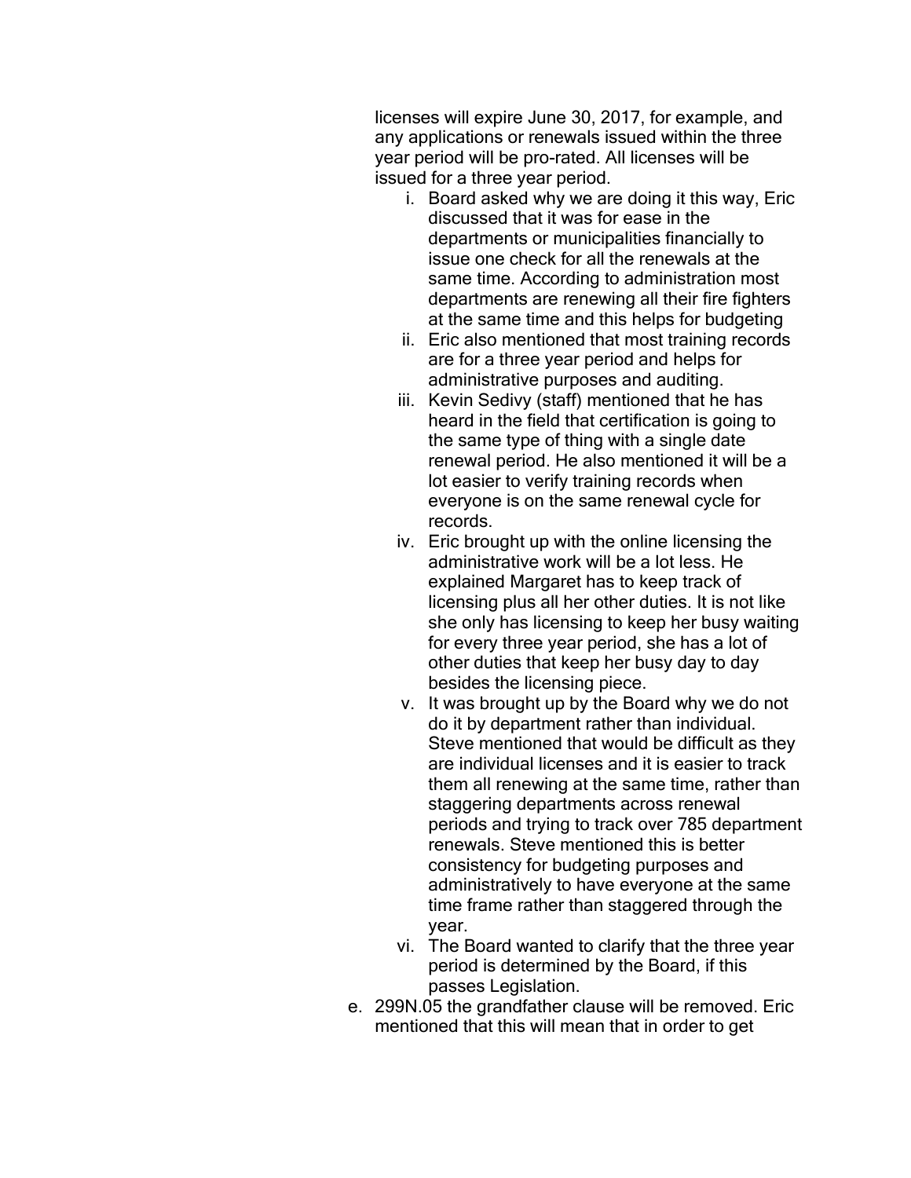licenses will expire June 30, 2017, for example, and any applications or renewals issued within the three year period will be pro-rated. All licenses will be issued for a three year period.

   i. Board asked why we are doing it this way, Eric discussed that it was for ease in the departments or municipalities financially to issue one check for all the renewals at the same time. According to administration most departments are renewing all their fire fighters at the same time and this helps for budgeting
   ii. Eric also mentioned that most training records are for a three year period and helps for administrative purposes and auditing.
   iii. Kevin Sedivy (staff) mentioned that he has heard in the field that certification is going to the same type of thing with a single date renewal period. He also mentioned it will be a lot easier to verify training records when everyone is on the same renewal cycle for records.
   iv. Eric brought up with the online licensing the administrative work will be a lot less. He explained Margaret has to keep track of licensing plus all her other duties. It is not like she only has licensing to keep her busy waiting for every three year period, she has a lot of other duties that keep her busy day to day besides the licensing piece.
   v. It was brought up by the Board why we do not do it by department rather than individual. Steve mentioned that would be difficult as they are individual licenses and it is easier to track them all renewing at the same time, rather than staggering departments across renewal periods and trying to track over 785 department renewals. Steve mentioned this is better consistency for budgeting purposes and administratively to have everyone at the same time frame rather than staggered through the year.
   vi. The Board wanted to clarify that the three year period is determined by the Board, if this passes Legislation.

e. 299N.05 the grandfather clause will be removed. Eric mentioned that this will mean that in order to get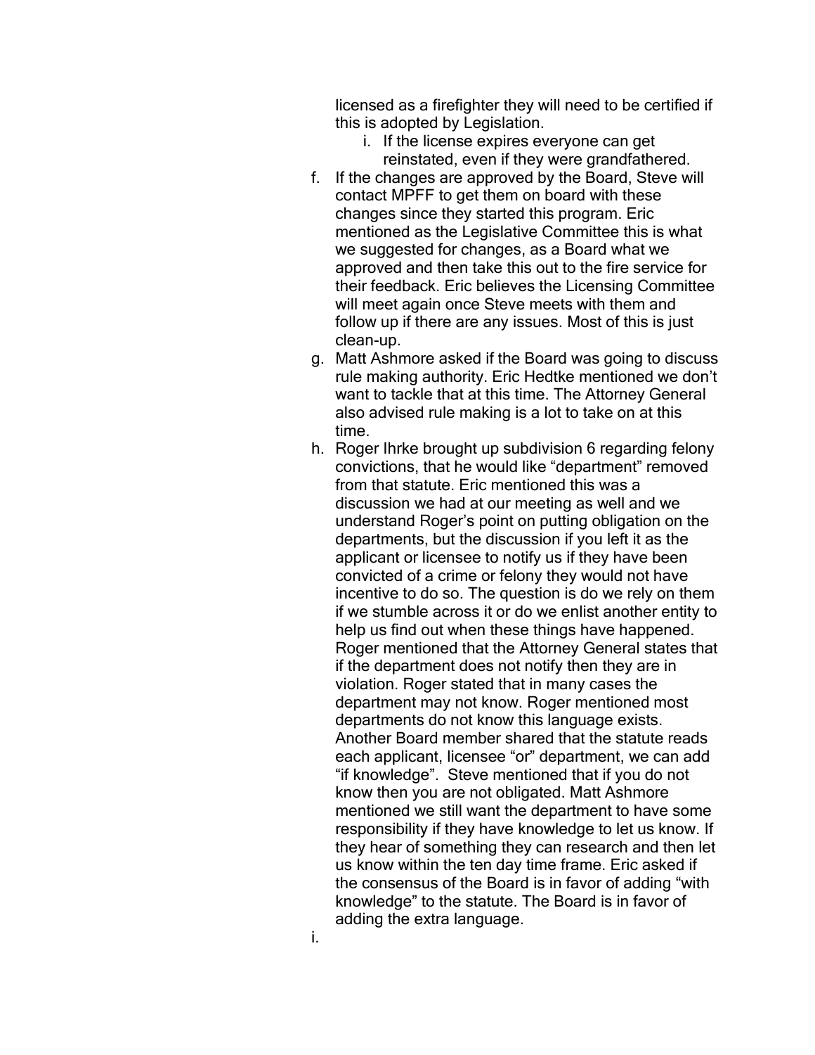licensed as a firefighter they will need to be certified if this is adopted by Legislation.

   i. If the license expires everyone can get reinstated, even if they were grandfathered.

f. If the changes are approved by the Board, Steve will contact MPFF to get them on board with these changes since they started this program. Eric mentioned as the Legislative Committee this is what we suggested for changes, as a Board what we approved and then take this out to the fire service for their feedback. Eric believes the Licensing Committee will meet again once Steve meets with them and follow up if there are any issues. Most of this is just clean-up.

g. Matt Ashmore asked if the Board was going to discuss rule making authority. Eric Hedtke mentioned we don't want to tackle that at this time. The Attorney General also advised rule making is a lot to take on at this time.

h. Roger Ihrke brought up subdivision 6 regarding felony convictions, that he would like "department" removed from that statute. Eric mentioned this was a discussion we had at our meeting as well and we understand Roger's point on putting obligation on the departments, but the discussion if you left it as the applicant or licensee to notify us if they have been convicted of a crime or felony they would not have incentive to do so. The question is do we rely on them if we stumble across it or do we enlist another entity to help us find out when these things have happened. Roger mentioned that the Attorney General states that if the department does not notify then they are in violation. Roger stated that in many cases the department may not know. Roger mentioned most departments do not know this language exists. Another Board member shared that the statute reads each applicant, licensee "or" department, we can add "if knowledge". Steve mentioned that if you do not know then you are not obligated. Matt Ashmore mentioned we still want the department to have some responsibility if they have knowledge to let us know. If they hear of something they can research and then let us know within the ten day time frame. Eric asked if the consensus of the Board is in favor of adding "with knowledge" to the statute. The Board is in favor of adding the extra language.

i.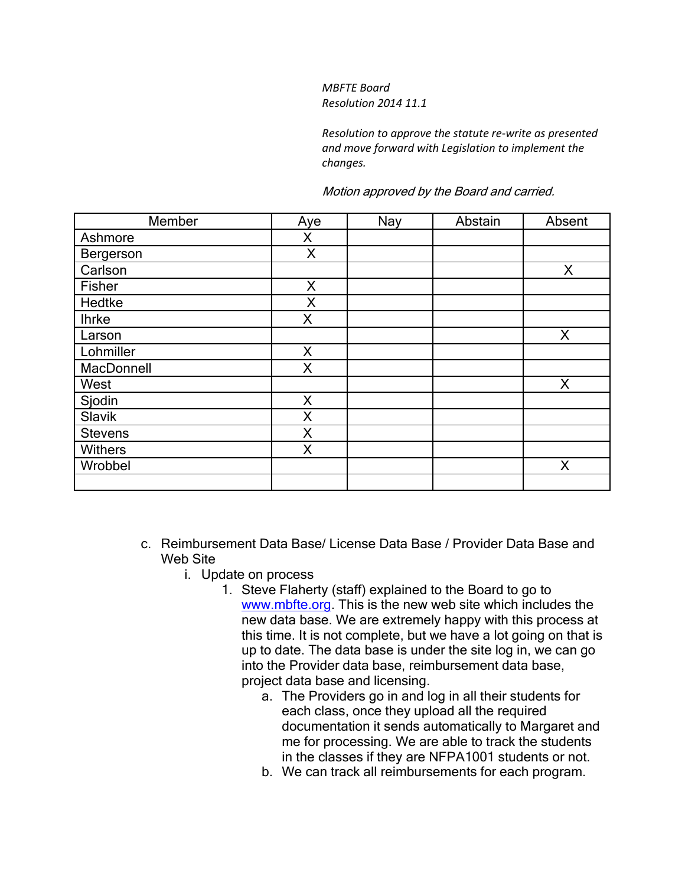*MBFTE Board*
*Resolution 2014 11.1*

*Resolution to approve the statute re-write as presented and move forward with Legislation to implement the changes.*

*Motion approved by the Board and carried.*

| Member | Aye | Nay | Abstain | Absent |
|---|---|---|---|---|
| Ashmore | X | | | |
| Bergerson | X | | | |
| Carlson | | | | X |
| Fisher | X | | | |
| Hedtke | X | | | |
| Ihrke | X | | | |
| Larson | | | | X |
| Lohmiller | X | | | |
| MacDonnell | X | | | |
| West | | | | X |
| Sjodin | X | | | |
| Slavik | X | | | |
| Stevens | X | | | |
| Withers | X | | | |
| Wrobbel | | | | X |
| | | | | |

c. Reimbursement Data Base/ License Data Base / Provider Data Base and Web Site
   i. Update on process
      1. Steve Flaherty (staff) explained to the Board to go to www.mbfte.org. This is the new web site which includes the new data base. We are extremely happy with this process at this time. It is not complete, but we have a lot going on that is up to date. The data base is under the site log in, we can go into the Provider data base, reimbursement data base, project data base and licensing.
         a. The Providers go in and log in all their students for each class, once they upload all the required documentation it sends automatically to Margaret and me for processing. We are able to track the students in the classes if they are NFPA1001 students or not.
         b. We can track all reimbursements for each program.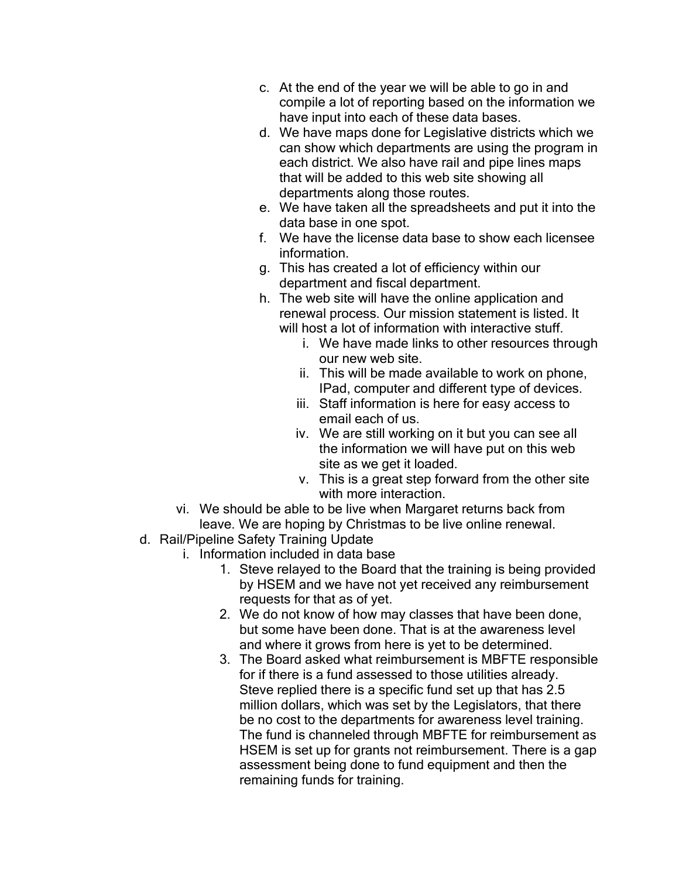c. At the end of the year we will be able to go in and compile a lot of reporting based on the information we have input into each of these data bases.
d. We have maps done for Legislative districts which we can show which departments are using the program in each district. We also have rail and pipe lines maps that will be added to this web site showing all departments along those routes.
e. We have taken all the spreadsheets and put it into the data base in one spot.
f. We have the license data base to show each licensee information.
g. This has created a lot of efficiency within our department and fiscal department.
h. The web site will have the online application and renewal process. Our mission statement is listed. It will host a lot of information with interactive stuff.
    i. We have made links to other resources through our new web site.
    ii. This will be made available to work on phone, IPad, computer and different type of devices.
    iii. Staff information is here for easy access to email each of us.
    iv. We are still working on it but you can see all the information we will have put on this web site as we get it loaded.
    v. This is a great step forward from the other site with more interaction.

vi. We should be able to be live when Margaret returns back from leave. We are hoping by Christmas to be live online renewal.

d. Rail/Pipeline Safety Training Update
    i. Information included in data base
        1. Steve relayed to the Board that the training is being provided by HSEM and we have not yet received any reimbursement requests for that as of yet.
        2. We do not know of how may classes that have been done, but some have been done. That is at the awareness level and where it grows from here is yet to be determined.
        3. The Board asked what reimbursement is MBFTE responsible for if there is a fund assessed to those utilities already. Steve replied there is a specific fund set up that has 2.5 million dollars, which was set by the Legislators, that there be no cost to the departments for awareness level training. The fund is channeled through MBFTE for reimbursement as HSEM is set up for grants not reimbursement. There is a gap assessment being done to fund equipment and then the remaining funds for training.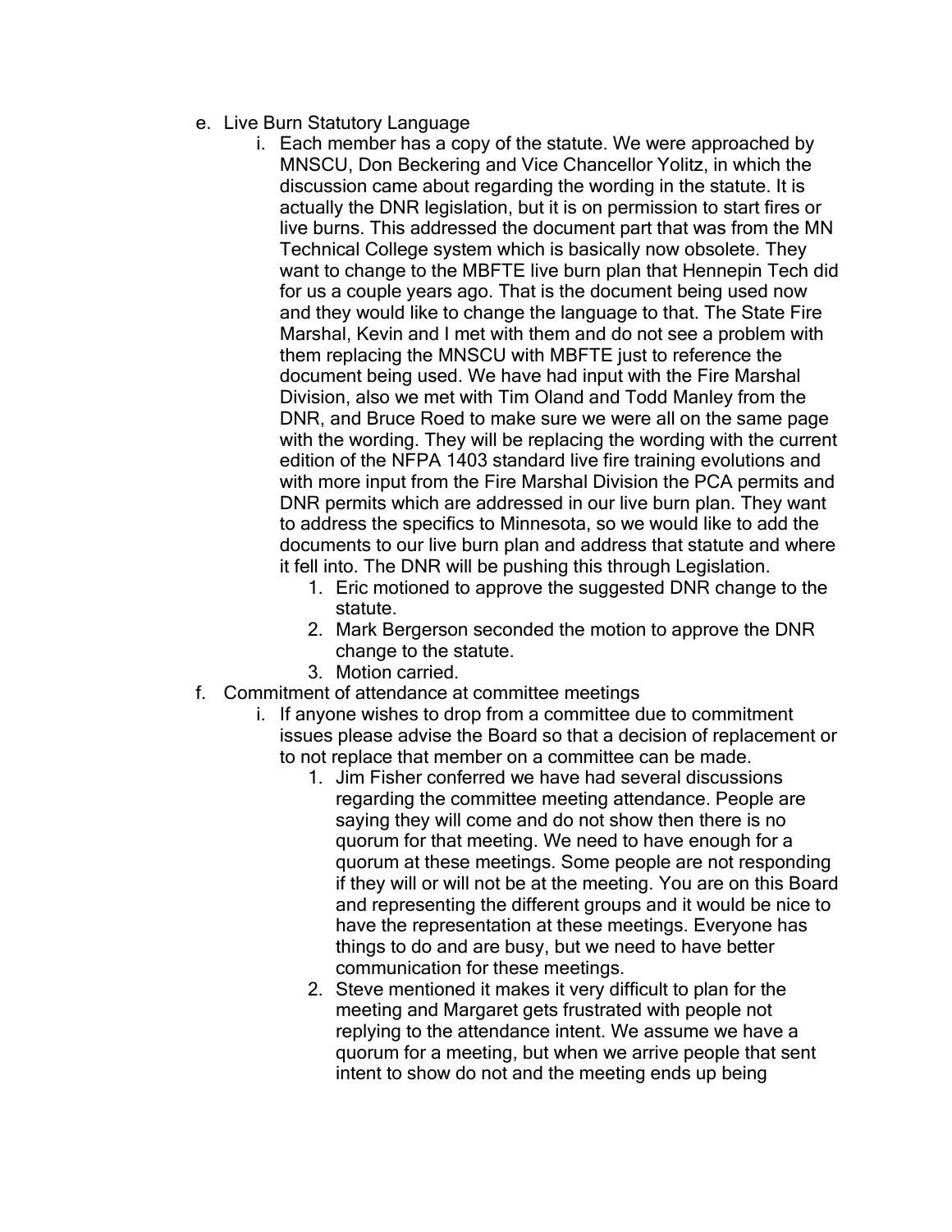e. Live Burn Statutory Language
   i. Each member has a copy of the statute. We were approached by MNSCU, Don Beckering and Vice Chancellor Yolitz, in which the discussion came about regarding the wording in the statute. It is actually the DNR legislation, but it is on permission to start fires or live burns. This addressed the document part that was from the MN Technical College system which is basically now obsolete. They want to change to the MBFTE live burn plan that Hennepin Tech did for us a couple years ago. That is the document being used now and they would like to change the language to that. The State Fire Marshal, Kevin and I met with them and do not see a problem with them replacing the MNSCU with MBFTE just to reference the document being used. We have had input with the Fire Marshal Division, also we met with Tim Oland and Todd Manley from the DNR, and Bruce Roed to make sure we were all on the same page with the wording. They will be replacing the wording with the current edition of the NFPA 1403 standard live fire training evolutions and with more input from the Fire Marshal Division the PCA permits and DNR permits which are addressed in our live burn plan. They want to address the specifics to Minnesota, so we would like to add the documents to our live burn plan and address that statute and where it fell into. The DNR will be pushing this through Legislation.
      1. Eric motioned to approve the suggested DNR change to the statute.
      2. Mark Bergerson seconded the motion to approve the DNR change to the statute.
      3. Motion carried.

f. Commitment of attendance at committee meetings
   i. If anyone wishes to drop from a committee due to commitment issues please advise the Board so that a decision of replacement or to not replace that member on a committee can be made.
      1. Jim Fisher conferred we have had several discussions regarding the committee meeting attendance. People are saying they will come and do not show then there is no quorum for that meeting. We need to have enough for a quorum at these meetings. Some people are not responding if they will or will not be at the meeting. You are on this Board and representing the different groups and it would be nice to have the representation at these meetings. Everyone has things to do and are busy, but we need to have better communication for these meetings.
      2. Steve mentioned it makes it very difficult to plan for the meeting and Margaret gets frustrated with people not replying to the attendance intent. We assume we have a quorum for a meeting, but when we arrive people that sent intent to show do not and the meeting ends up being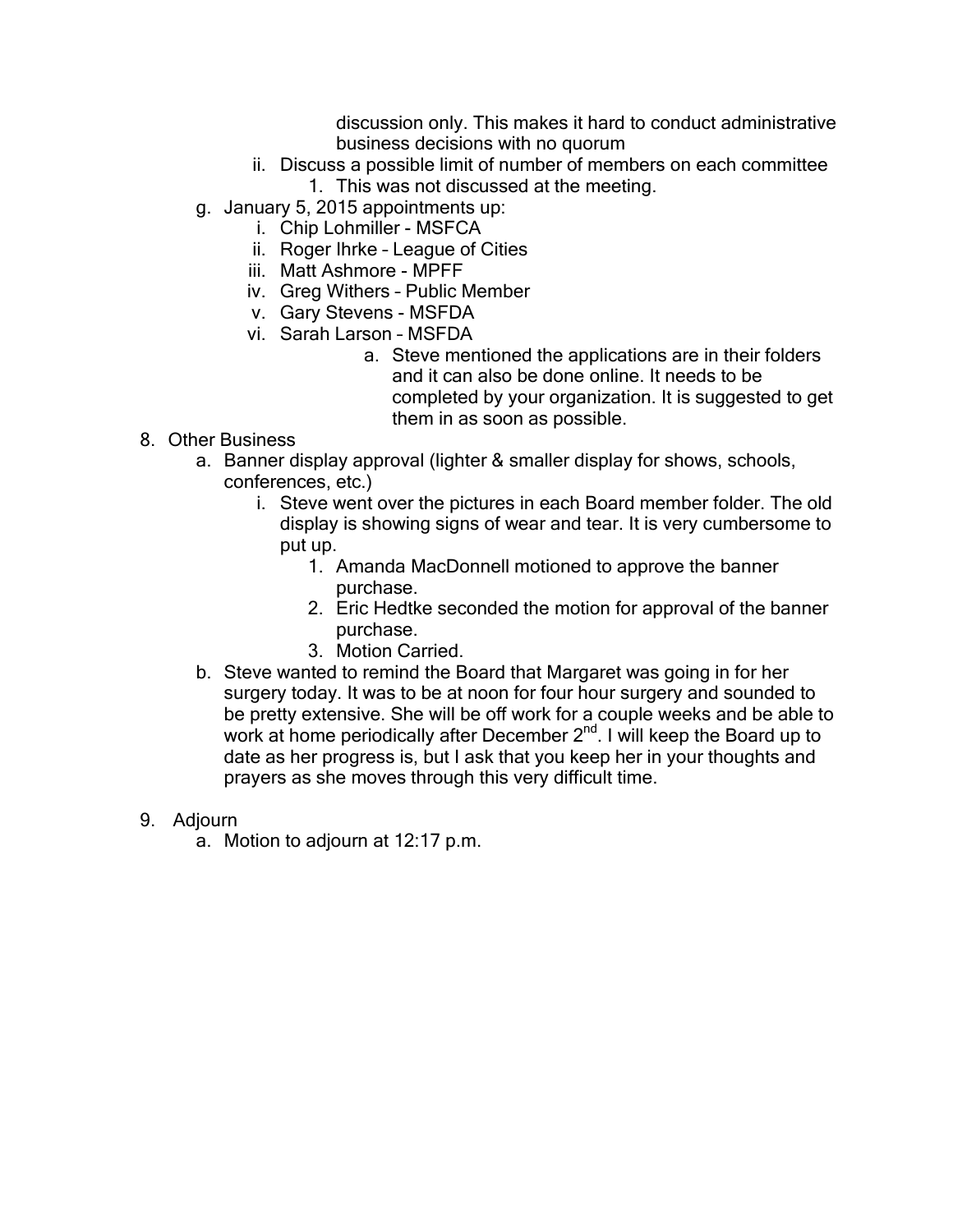discussion only. This makes it hard to conduct administrative business decisions with no quorum

   ii. Discuss a possible limit of number of members on each committee
      1. This was not discussed at the meeting.

g. January 5, 2015 appointments up:
   i. Chip Lohmiller - MSFCA
   ii. Roger Ihrke – League of Cities
   iii. Matt Ashmore - MPFF
   iv. Greg Withers – Public Member
   v. Gary Stevens - MSFDA
   vi. Sarah Larson – MSFDA
      a. Steve mentioned the applications are in their folders and it can also be done online. It needs to be completed by your organization. It is suggested to get them in as soon as possible.

8. Other Business
   a. Banner display approval (lighter & smaller display for shows, schools, conferences, etc.)
      i. Steve went over the pictures in each Board member folder. The old display is showing signs of wear and tear. It is very cumbersome to put up.
         1. Amanda MacDonnell motioned to approve the banner purchase.
         2. Eric Hedtke seconded the motion for approval of the banner purchase.
         3. Motion Carried.
   b. Steve wanted to remind the Board that Margaret was going in for her surgery today. It was to be at noon for four hour surgery and sounded to be pretty extensive. She will be off work for a couple weeks and be able to work at home periodically after December 2nd. I will keep the Board up to date as her progress is, but I ask that you keep her in your thoughts and prayers as she moves through this very difficult time.

9. Adjourn
   a. Motion to adjourn at 12:17 p.m.